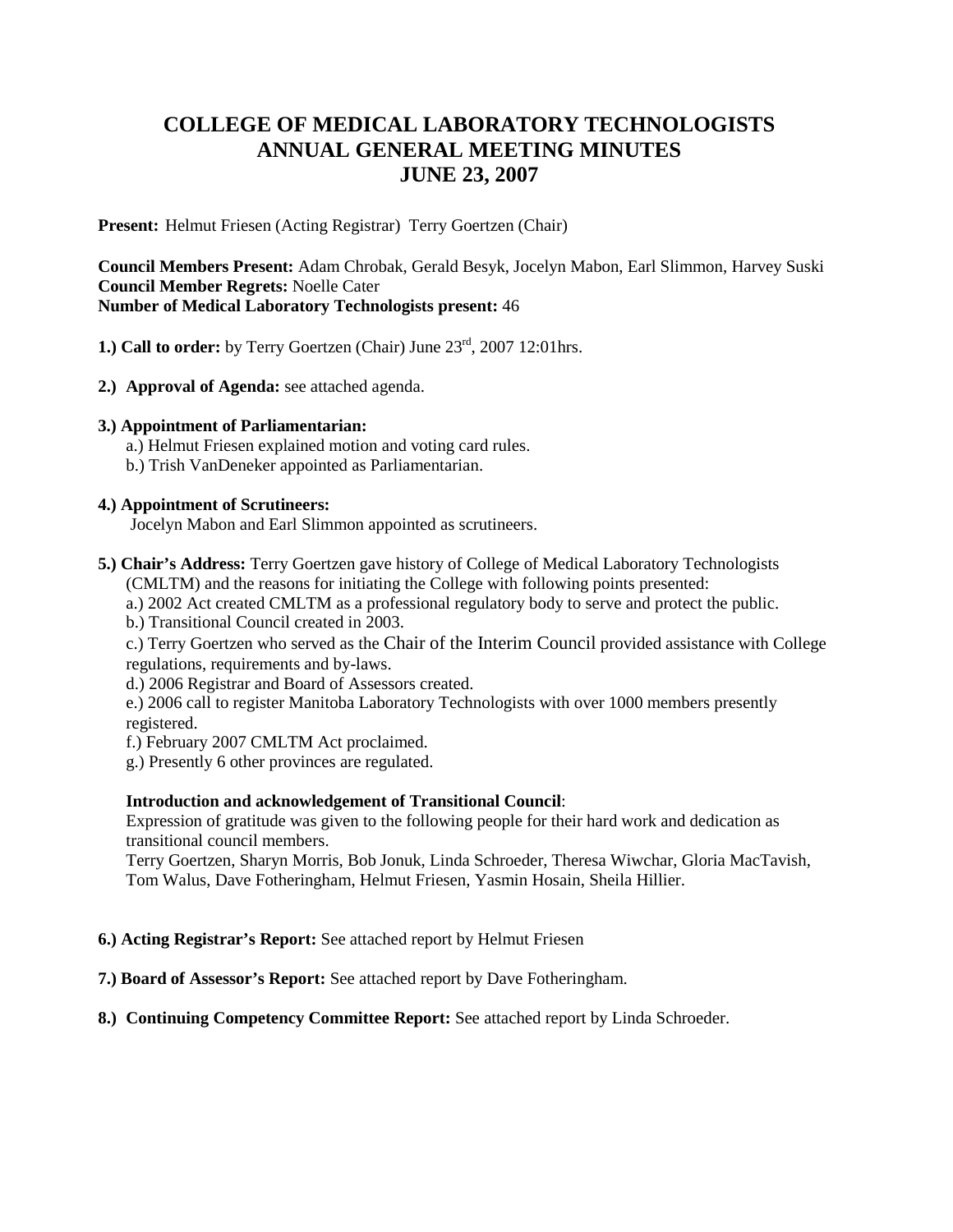# COLLEGE OF MEDICAL LABORATORY TECHNOLOGISTS ANNUAL GENERAL MEETING MINUTES JUNE 23, 2007

**Present:** Helmut Friesen (Acting Registrar) Terry Goertzen (Chair)

**Council Members Present:** Adam Chrobak, Gerald Besyk, Jocelyn Mabon, Earl Slimmon, Harvey Suski
**Council Member Regrets:** Noelle Cater
**Number of Medical Laboratory Technologists present:** 46

**1.) Call to order:** by Terry Goertzen (Chair) June 23rd, 2007 12:01hrs.

**2.) Approval of Agenda:** see attached agenda.

**3.) Appointment of Parliamentarian:**

a.) Helmut Friesen explained motion and voting card rules.
b.) Trish VanDeneker appointed as Parliamentarian.

**4.) Appointment of Scrutineers:**

Jocelyn Mabon and Earl Slimmon appointed as scrutineers.

**5.) Chair's Address:** Terry Goertzen gave history of College of Medical Laboratory Technologists (CMLTM) and the reasons for initiating the College with following points presented:

a.) 2002 Act created CMLTM as a professional regulatory body to serve and protect the public.
b.) Transitional Council created in 2003.
c.) Terry Goertzen who served as the Chair of the Interim Council provided assistance with College regulations, requirements and by-laws.
d.) 2006 Registrar and Board of Assessors created.
e.) 2006 call to register Manitoba Laboratory Technologists with over 1000 members presently registered.
f.) February 2007 CMLTM Act proclaimed.
g.) Presently 6 other provinces are regulated.

**Introduction and acknowledgement of Transitional Council**:
Expression of gratitude was given to the following people for their hard work and dedication as transitional council members.
Terry Goertzen, Sharyn Morris, Bob Jonuk, Linda Schroeder, Theresa Wiwchar, Gloria MacTavish, Tom Walus, Dave Fotheringham, Helmut Friesen, Yasmin Hosain, Sheila Hillier.

**6.) Acting Registrar's Report:** See attached report by Helmut Friesen

**7.) Board of Assessor's Report:** See attached report by Dave Fotheringham.

**8.) Continuing Competency Committee Report:** See attached report by Linda Schroeder.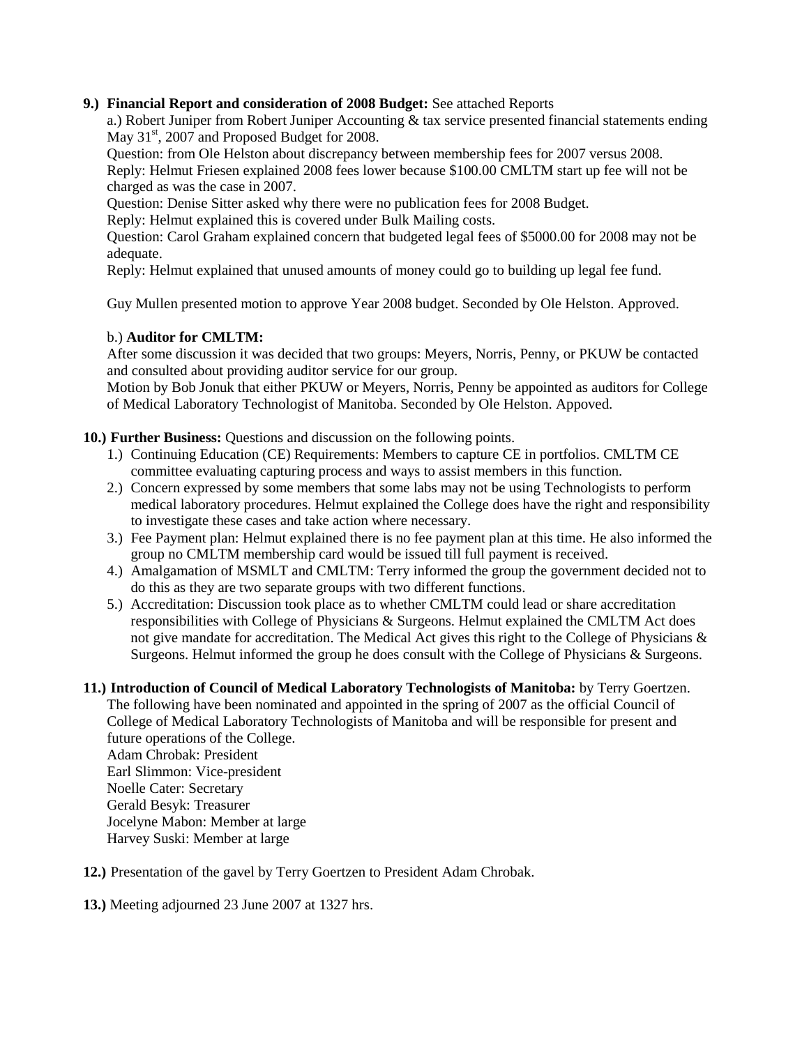**9.) Financial Report and consideration of 2008 Budget:** See attached Reports

a.) Robert Juniper from Robert Juniper Accounting & tax service presented financial statements ending May 31st, 2007 and Proposed Budget for 2008.

Question: from Ole Helston about discrepancy between membership fees for 2007 versus 2008.
Reply: Helmut Friesen explained 2008 fees lower because $100.00 CMLTM start up fee will not be charged as was the case in 2007.
Question: Denise Sitter asked why there were no publication fees for 2008 Budget.
Reply: Helmut explained this is covered under Bulk Mailing costs.
Question: Carol Graham explained concern that budgeted legal fees of $5000.00 for 2008 may not be adequate.
Reply: Helmut explained that unused amounts of money could go to building up legal fee fund.

Guy Mullen presented motion to approve Year 2008 budget. Seconded by Ole Helston. Approved.

b.) **Auditor for CMLTM:**
After some discussion it was decided that two groups: Meyers, Norris, Penny, or PKUW be contacted and consulted about providing auditor service for our group.
Motion by Bob Jonuk that either PKUW or Meyers, Norris, Penny be appointed as auditors for College of Medical Laboratory Technologist of Manitoba. Seconded by Ole Helston. Appoved.

**10.) Further Business:** Questions and discussion on the following points.

1.) Continuing Education (CE) Requirements: Members to capture CE in portfolios. CMLTM CE committee evaluating capturing process and ways to assist members in this function.
2.) Concern expressed by some members that some labs may not be using Technologists to perform medical laboratory procedures. Helmut explained the College does have the right and responsibility to investigate these cases and take action where necessary.
3.) Fee Payment plan: Helmut explained there is no fee payment plan at this time. He also informed the group no CMLTM membership card would be issued till full payment is received.
4.) Amalgamation of MSMLT and CMLTM: Terry informed the group the government decided not to do this as they are two separate groups with two different functions.
5.) Accreditation: Discussion took place as to whether CMLTM could lead or share accreditation responsibilities with College of Physicians & Surgeons. Helmut explained the CMLTM Act does not give mandate for accreditation. The Medical Act gives this right to the College of Physicians & Surgeons. Helmut informed the group he does consult with the College of Physicians & Surgeons.

**11.) Introduction of Council of Medical Laboratory Technologists of Manitoba:** by Terry Goertzen.
The following have been nominated and appointed in the spring of 2007 as the official Council of College of Medical Laboratory Technologists of Manitoba and will be responsible for present and future operations of the College.
Adam Chrobak: President
Earl Slimmon: Vice-president
Noelle Cater: Secretary
Gerald Besyk: Treasurer
Jocelyne Mabon: Member at large
Harvey Suski: Member at large

**12.)** Presentation of the gavel by Terry Goertzen to President Adam Chrobak.

**13.)** Meeting adjourned 23 June 2007 at 1327 hrs.